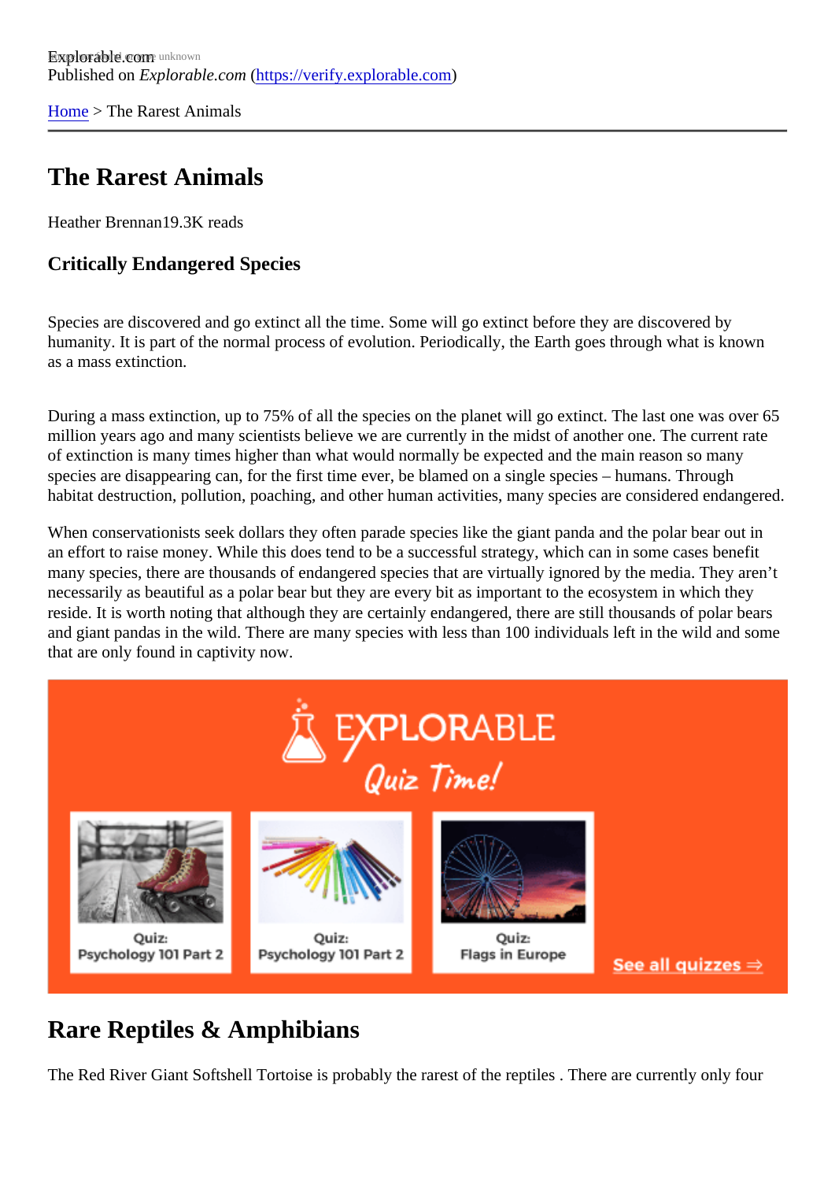Explorable.com
Published on *Explorable.com* (https://verify.explorable.com)

Home > The Rarest Animals

# The Rarest Animals

Heather Brennan19.3K reads

### Critically Endangered Species

Species are discovered and go extinct all the time. Some will go extinct before they are discovered by humanity. It is part of the normal process of evolution. Periodically, the Earth goes through what is known as a mass extinction.

During a mass extinction, up to 75% of all the species on the planet will go extinct. The last one was over 65 million years ago and many scientists believe we are currently in the midst of another one. The current rate of extinction is many times higher than what would normally be expected and the main reason so many species are disappearing can, for the first time ever, be blamed on a single species – humans. Through habitat destruction, pollution, poaching, and other human activities, many species are considered endangered.

When conservationists seek dollars they often parade species like the giant panda and the polar bear out in an effort to raise money. While this does tend to be a successful strategy, which can in some cases benefit many species, there are thousands of endangered species that are virtually ignored by the media. They aren't necessarily as beautiful as a polar bear but they are every bit as important to the ecosystem in which they reside. It is worth noting that although they are certainly endangered, there are still thousands of polar bears and giant pandas in the wild. There are many species with less than 100 individuals left in the wild and some that are only found in captivity now.

EXPLORABLE Quiz Time!

Quiz: Psychology 101 Part 2

Quiz: Psychology 101 Part 2

Quiz: Flags in Europe

See all quizzes ⇒

## Rare Reptiles & Amphibians

The Red River Giant Softshell Tortoise is probably the rarest of the reptiles . There are currently only four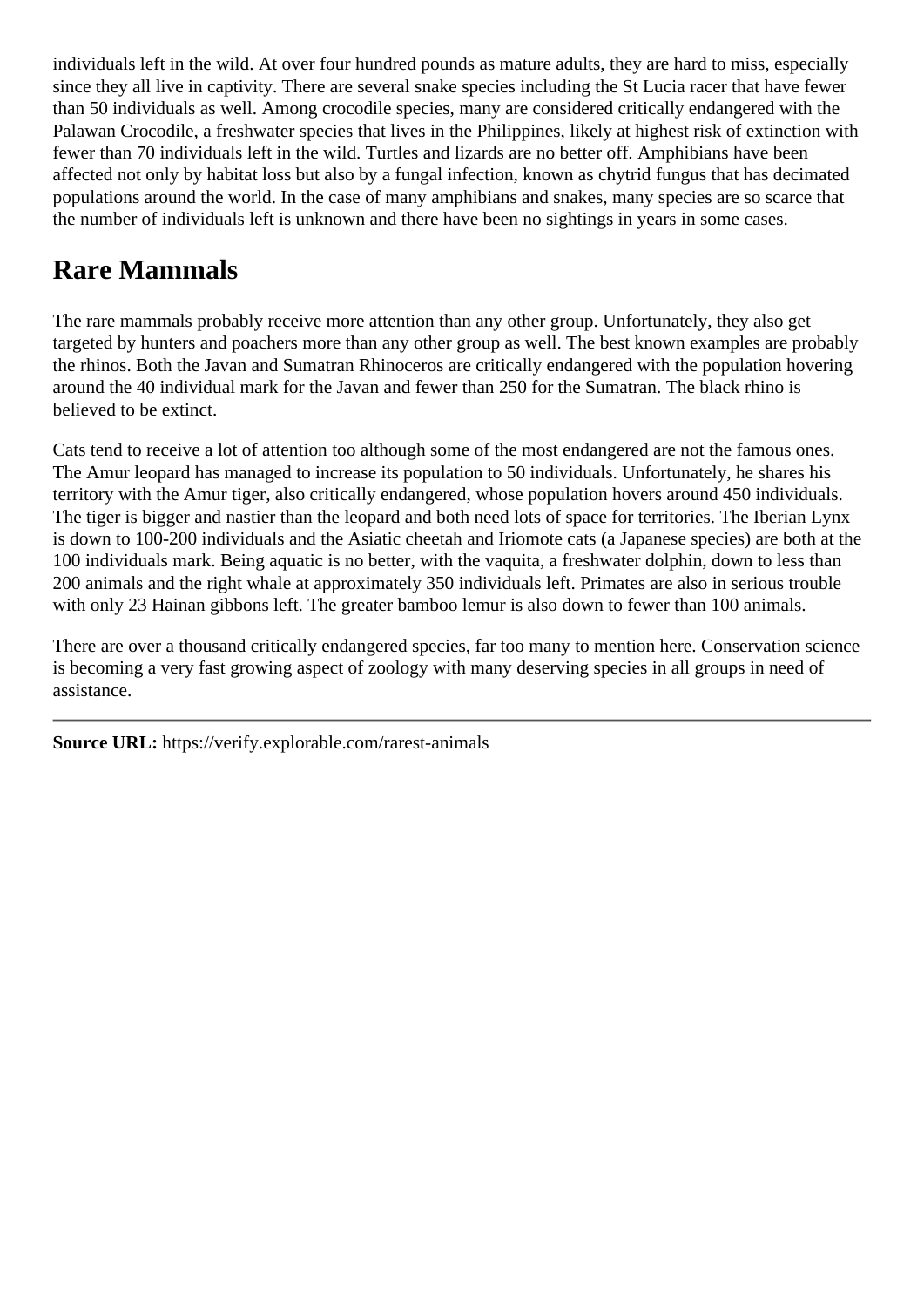individuals left in the wild. At over four hundred pounds as mature adults, they are hard to miss, especially since they all live in captivity. There are several snake species including the St Lucia racer that have fewer than 50 individuals as well. Among crocodile species, many are considered critically endangered with the Palawan Crocodile, a freshwater species that lives in the Philippines, likely at highest risk of extinction with fewer than 70 individuals left in the wild. Turtles and lizards are no better off. Amphibians have been affected not only by habitat loss but also by a fungal infection, known as chytrid fungus that has decimated populations around the world. In the case of many amphibians and snakes, many species are so scarce that the number of individuals left is unknown and there have been no sightings in years in some cases.

## Rare Mammals

The rare mammals probably receive more attention than any other group. Unfortunately, they also get targeted by hunters and poachers more than any other group as well. The best known examples are probably the rhinos. Both the Javan and Sumatran Rhinoceros are critically endangered with the population hovering around the 40 individual mark for the Javan and fewer than 250 for the Sumatran. The black rhino is believed to be extinct.

Cats tend to receive a lot of attention too although some of the most endangered are not the famous ones. The Amur leopard has managed to increase its population to 50 individuals. Unfortunately, he shares his territory with the Amur tiger, also critically endangered, whose population hovers around 450 individuals. The tiger is bigger and nastier than the leopard and both need lots of space for territories. The Iberian Lynx is down to 100-200 individuals and the Asiatic cheetah and Iriomote cats (a Japanese species) are both at the 100 individuals mark. Being aquatic is no better, with the vaquita, a freshwater dolphin, down to less than 200 animals and the right whale at approximately 350 individuals left. Primates are also in serious trouble with only 23 Hainan gibbons left. The greater bamboo lemur is also down to fewer than 100 animals.

There are over a thousand critically endangered species, far too many to mention here. Conservation science is becoming a very fast growing aspect of zoology with many deserving species in all groups in need of assistance.

---

**Source URL:** https://verify.explorable.com/rarest-animals